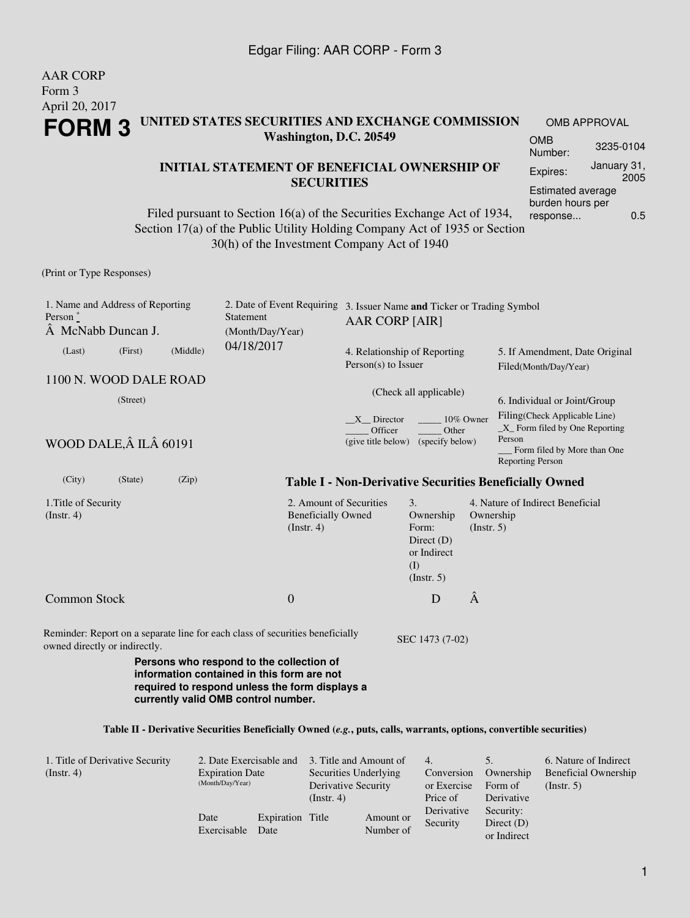AAR CORP
Form 3
April 20, 2017

# FORM 3

## UNITED STATES SECURITIES AND EXCHANGE COMMISSION
**Washington, D.C. 20549**

### INITIAL STATEMENT OF BENEFICIAL OWNERSHIP OF SECURITIES

Filed pursuant to Section 16(a) of the Securities Exchange Act of 1934, Section 17(a) of the Public Utility Holding Company Act of 1935 or Section 30(h) of the Investment Company Act of 1940

| OMB APPROVAL | |
|---|---|
| OMB Number: | 3235-0104 |
| Expires: | January 31, 2005 |
| Estimated average burden hours per response... | 0.5 |

(Print or Type Responses)

1. Name and Address of Reporting Person *
Â McNabb Duncan J.
(Last) (First) (Middle)
1100 N. WOOD DALE ROAD
(Street)
WOOD DALE,Â ILÂ 60191
(City) (State) (Zip)

2. Date of Event Requiring Statement (Month/Day/Year)
04/18/2017

3. Issuer Name **and** Ticker or Trading Symbol
AAR CORP [AIR]

4. Relationship of Reporting Person(s) to Issuer
(Check all applicable)
__X__ Director _____ 10% Owner
_____ Officer (give title below) _____ Other (specify below)

5. If Amendment, Date Original Filed(Month/Day/Year)

6. Individual or Joint/Group Filing(Check Applicable Line)
_X_ Form filed by One Reporting Person
___ Form filed by More than One Reporting Person

**Table I - Non-Derivative Securities Beneficially Owned**

| 1.Title of Security (Instr. 4) | 2. Amount of Securities Beneficially Owned (Instr. 4) | 3. Ownership Form: Direct (D) or Indirect (I) (Instr. 5) | 4. Nature of Indirect Beneficial Ownership (Instr. 5) |
|---|---|---|---|
| Common Stock | 0 | D | Â |

Reminder: Report on a separate line for each class of securities beneficially owned directly or indirectly.

SEC 1473 (7-02)

**Persons who respond to the collection of information contained in this form are not required to respond unless the form displays a currently valid OMB control number.**

**Table II - Derivative Securities Beneficially Owned (*e.g.*, puts, calls, warrants, options, convertible securities)**

| 1. Title of Derivative Security (Instr. 4) | 2. Date Exercisable and Expiration Date (Month/Day/Year) | | 3. Title and Amount of Securities Underlying Derivative Security (Instr. 4) | | 4. Conversion or Exercise Price of Derivative Security | 5. Ownership Form of Derivative Security: Direct (D) or Indirect | 6. Nature of Indirect Beneficial Ownership (Instr. 5) |
|---|---|---|---|---|---|---|---|
| | Date Exercisable | Expiration Date | Title | Amount or Number of | | | |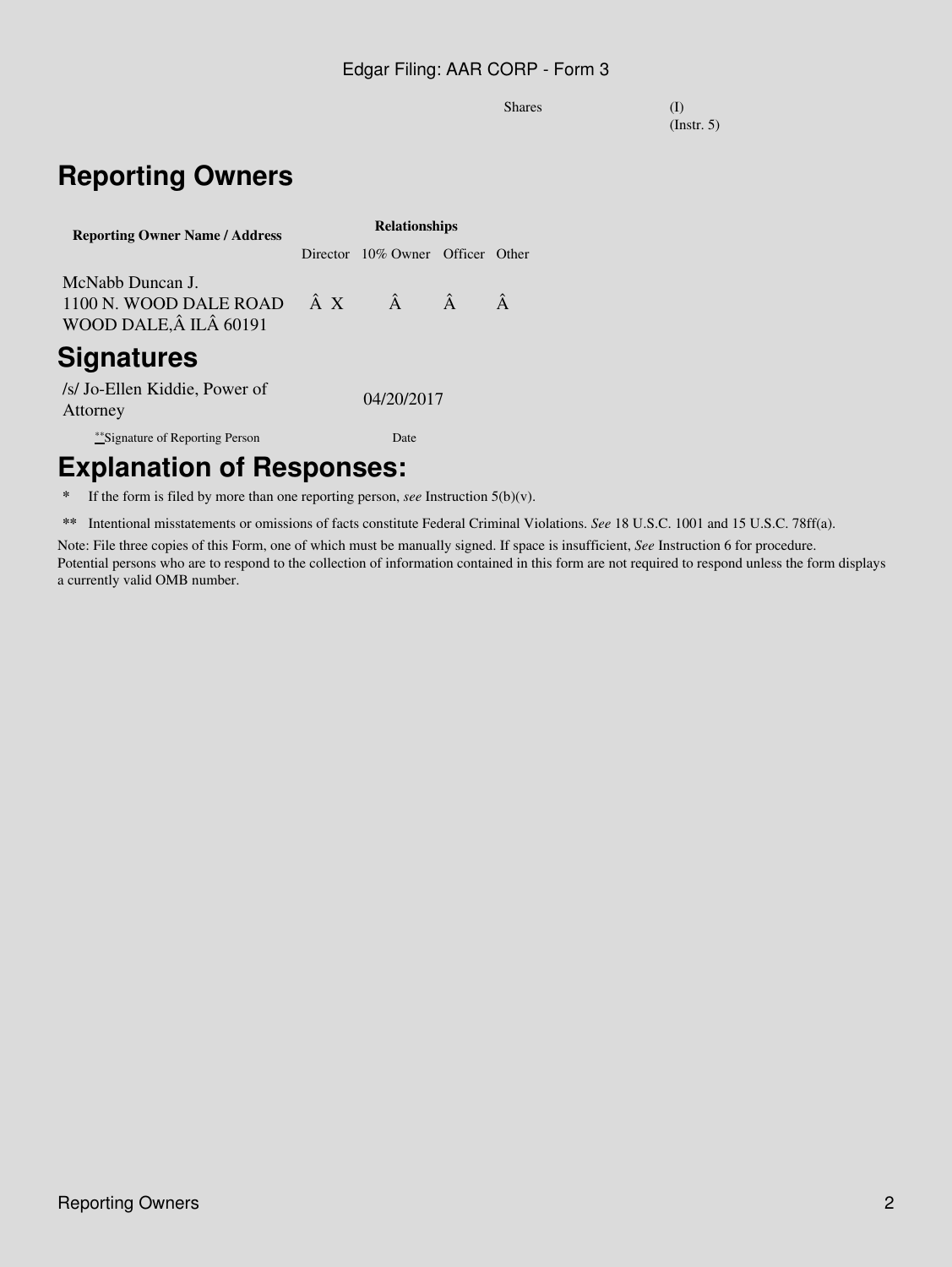| | |
|---|---|
| Shares | (I) (Instr. 5) |

## Reporting Owners

| Reporting Owner Name / Address | Relationships | | | |
|---|---|---|---|---|
| | Director | 10% Owner | Officer | Other |
| McNabb Duncan J. 1100 N. WOOD DALE ROAD WOOD DALE, IL 60191 | X | | | |

## Signatures

| | |
|---|---|
| /s/ Jo-Ellen Kiddie, Power of Attorney | 04/20/2017 |
| **Signature of Reporting Person | Date |

## Explanation of Responses:

\* If the form is filed by more than one reporting person, *see* Instruction 5(b)(v).

\*\* Intentional misstatements or omissions of facts constitute Federal Criminal Violations. *See* 18 U.S.C. 1001 and 15 U.S.C. 78ff(a).

Note: File three copies of this Form, one of which must be manually signed. If space is insufficient, *See* Instruction 6 for procedure.

Potential persons who are to respond to the collection of information contained in this form are not required to respond unless the form displays a currently valid OMB number.